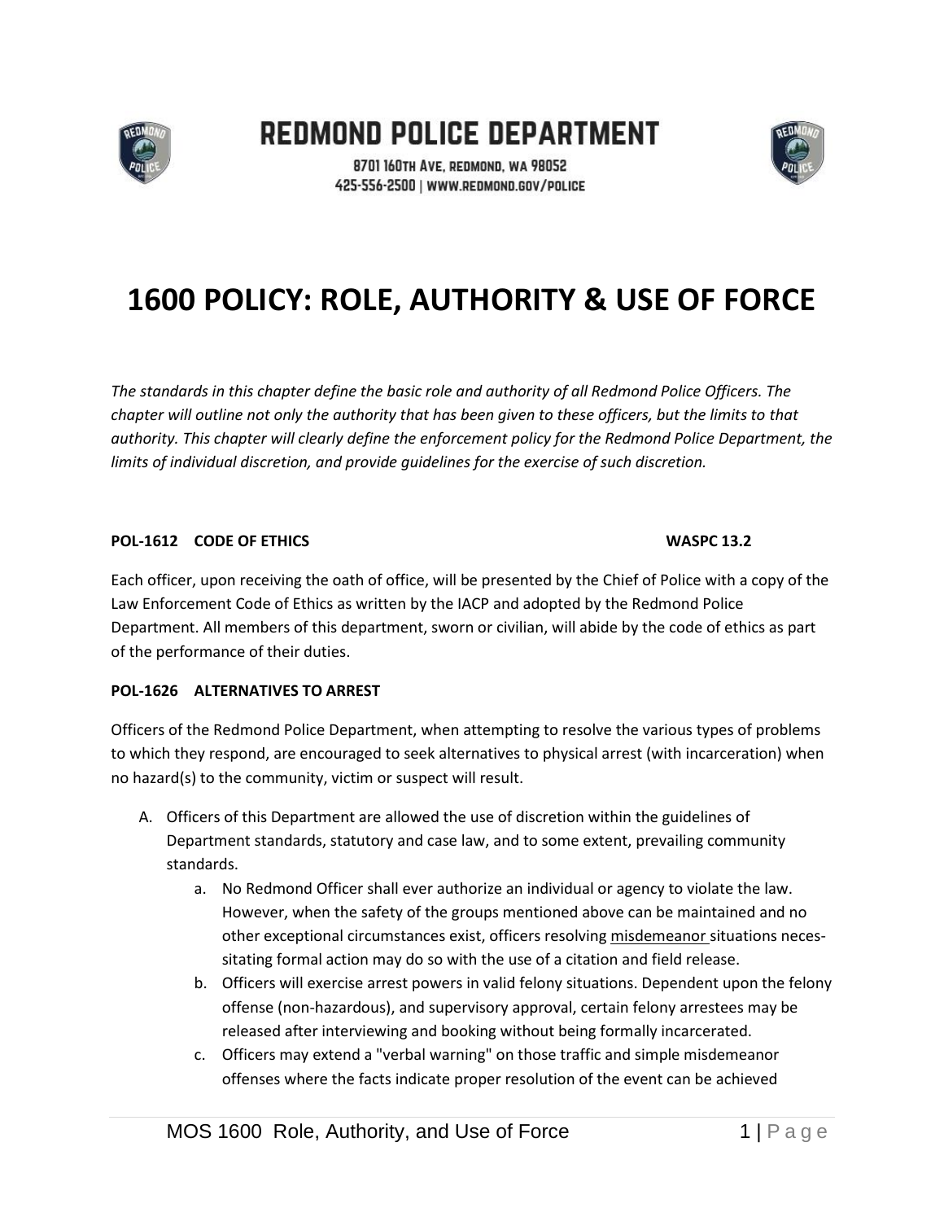# REDMOND POLICE DEPARTMENT

8701 160TH AVE, REDMOND, WA 98052
425-556-2500 | WWW.REDMOND.GOV/POLICE

# 1600 POLICY: ROLE, AUTHORITY & USE OF FORCE

*The standards in this chapter define the basic role and authority of all Redmond Police Officers. The chapter will outline not only the authority that has been given to these officers, but the limits to that authority. This chapter will clearly define the enforcement policy for the Redmond Police Department, the limits of individual discretion, and provide guidelines for the exercise of such discretion.*

**POL-1612 CODE OF ETHICS WASPC 13.2**

Each officer, upon receiving the oath of office, will be presented by the Chief of Police with a copy of the Law Enforcement Code of Ethics as written by the IACP and adopted by the Redmond Police Department. All members of this department, sworn or civilian, will abide by the code of ethics as part of the performance of their duties.

**POL-1626 ALTERNATIVES TO ARREST**

Officers of the Redmond Police Department, when attempting to resolve the various types of problems to which they respond, are encouraged to seek alternatives to physical arrest (with incarceration) when no hazard(s) to the community, victim or suspect will result.

A. Officers of this Department are allowed the use of discretion within the guidelines of Department standards, statutory and case law, and to some extent, prevailing community standards.
    a. No Redmond Officer shall ever authorize an individual or agency to violate the law. However, when the safety of the groups mentioned above can be maintained and no other exceptional circumstances exist, officers resolving misdemeanor situations necessitating formal action may do so with the use of a citation and field release.
    b. Officers will exercise arrest powers in valid felony situations. Dependent upon the felony offense (non-hazardous), and supervisory approval, certain felony arrestees may be released after interviewing and booking without being formally incarcerated.
    c. Officers may extend a "verbal warning" on those traffic and simple misdemeanor offenses where the facts indicate proper resolution of the event can be achieved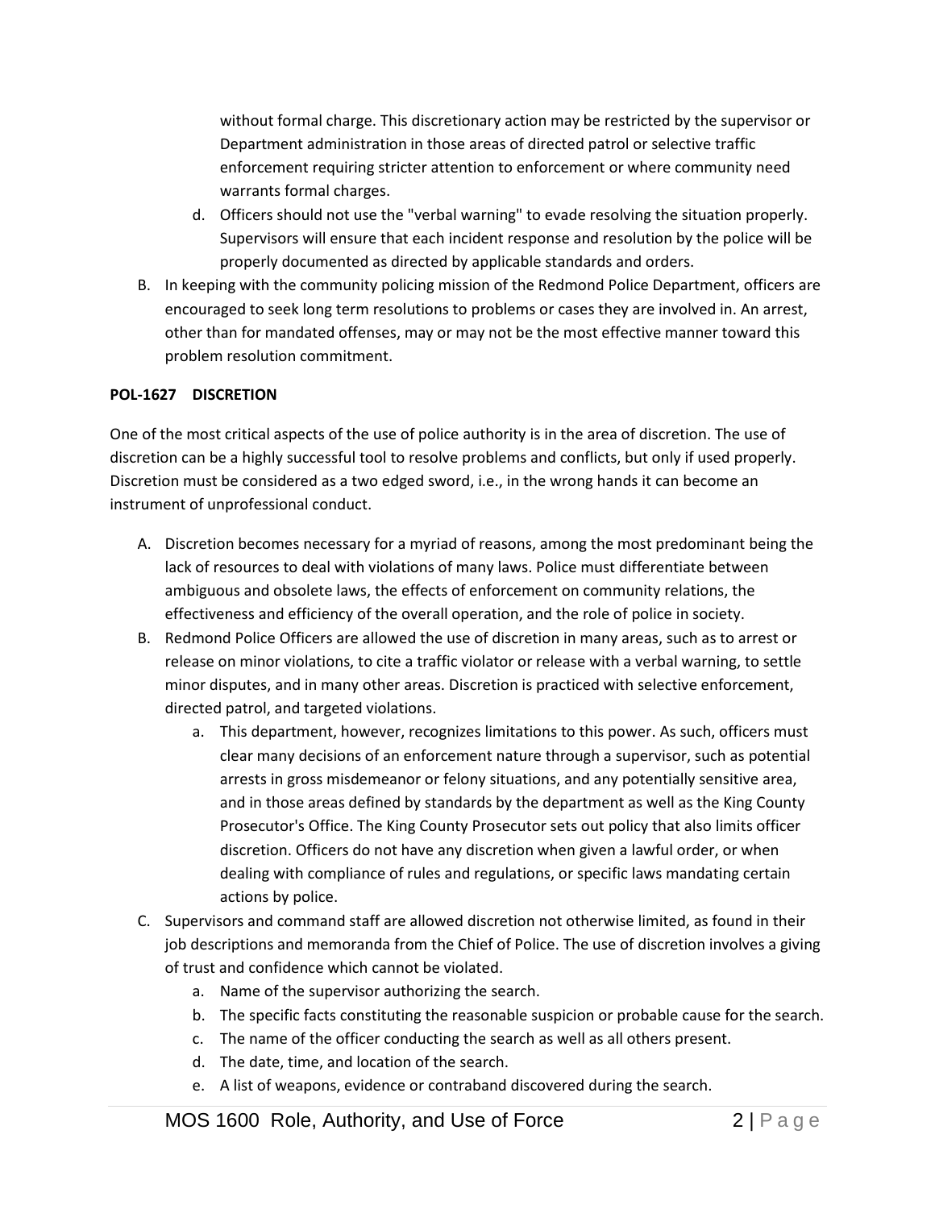without formal charge. This discretionary action may be restricted by the supervisor or Department administration in those areas of directed patrol or selective traffic enforcement requiring stricter attention to enforcement or where community need warrants formal charges.

   d. Officers should not use the "verbal warning" to evade resolving the situation properly. Supervisors will ensure that each incident response and resolution by the police will be properly documented as directed by applicable standards and orders.

B. In keeping with the community policing mission of the Redmond Police Department, officers are encouraged to seek long term resolutions to problems or cases they are involved in. An arrest, other than for mandated offenses, may or may not be the most effective manner toward this problem resolution commitment.

**POL-1627 DISCRETION**

One of the most critical aspects of the use of police authority is in the area of discretion. The use of discretion can be a highly successful tool to resolve problems and conflicts, but only if used properly. Discretion must be considered as a two edged sword, i.e., in the wrong hands it can become an instrument of unprofessional conduct.

A. Discretion becomes necessary for a myriad of reasons, among the most predominant being the lack of resources to deal with violations of many laws. Police must differentiate between ambiguous and obsolete laws, the effects of enforcement on community relations, the effectiveness and efficiency of the overall operation, and the role of police in society.

B. Redmond Police Officers are allowed the use of discretion in many areas, such as to arrest or release on minor violations, to cite a traffic violator or release with a verbal warning, to settle minor disputes, and in many other areas. Discretion is practiced with selective enforcement, directed patrol, and targeted violations.

   a. This department, however, recognizes limitations to this power. As such, officers must clear many decisions of an enforcement nature through a supervisor, such as potential arrests in gross misdemeanor or felony situations, and any potentially sensitive area, and in those areas defined by standards by the department as well as the King County Prosecutor's Office. The King County Prosecutor sets out policy that also limits officer discretion. Officers do not have any discretion when given a lawful order, or when dealing with compliance of rules and regulations, or specific laws mandating certain actions by police.

C. Supervisors and command staff are allowed discretion not otherwise limited, as found in their job descriptions and memoranda from the Chief of Police. The use of discretion involves a giving of trust and confidence which cannot be violated.

   a. Name of the supervisor authorizing the search.
   b. The specific facts constituting the reasonable suspicion or probable cause for the search.
   c. The name of the officer conducting the search as well as all others present.
   d. The date, time, and location of the search.
   e. A list of weapons, evidence or contraband discovered during the search.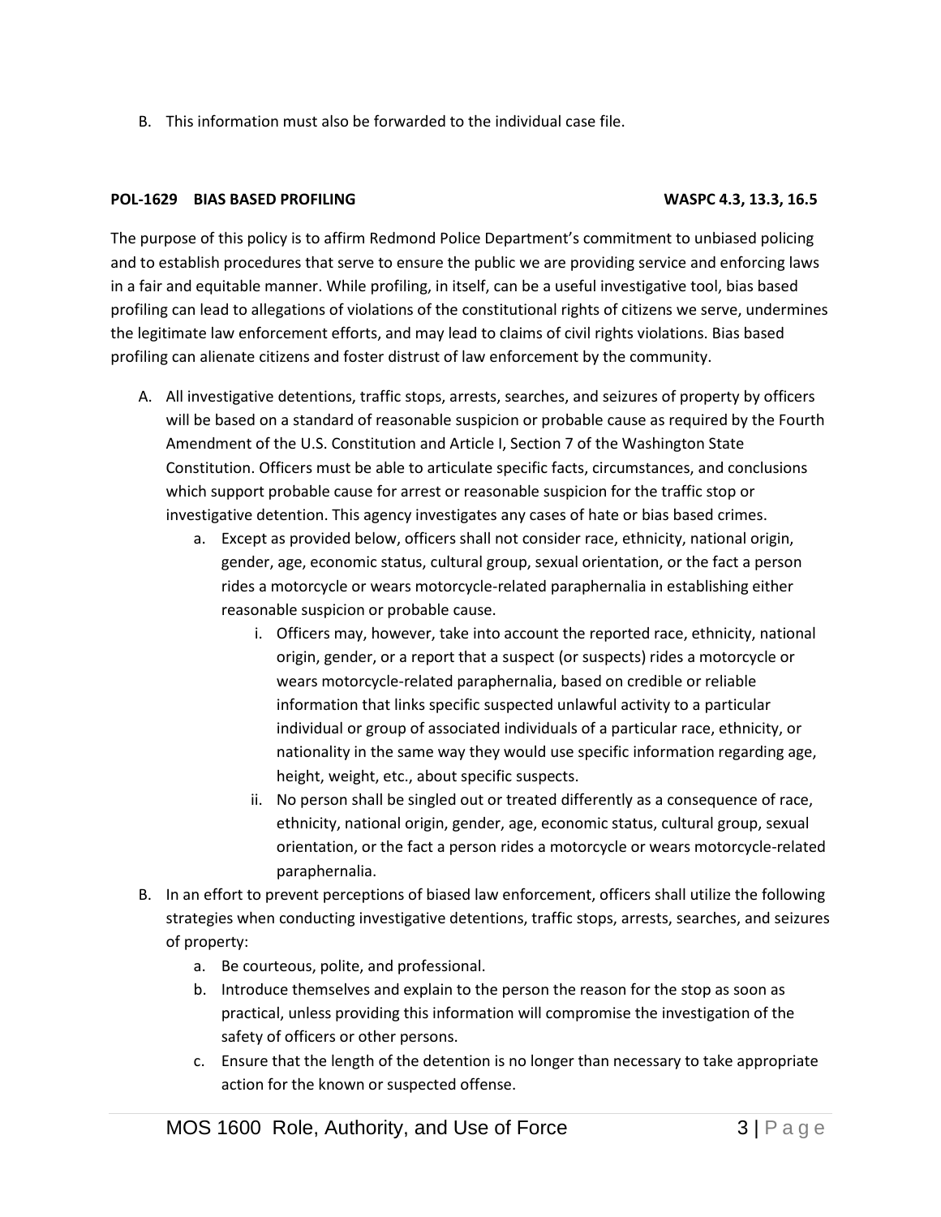B. This information must also be forwarded to the individual case file.

### POL-1629 BIAS BASED PROFILING — WASPC 4.3, 13.3, 16.5

The purpose of this policy is to affirm Redmond Police Department's commitment to unbiased policing and to establish procedures that serve to ensure the public we are providing service and enforcing laws in a fair and equitable manner. While profiling, in itself, can be a useful investigative tool, bias based profiling can lead to allegations of violations of the constitutional rights of citizens we serve, undermines the legitimate law enforcement efforts, and may lead to claims of civil rights violations. Bias based profiling can alienate citizens and foster distrust of law enforcement by the community.

A. All investigative detentions, traffic stops, arrests, searches, and seizures of property by officers will be based on a standard of reasonable suspicion or probable cause as required by the Fourth Amendment of the U.S. Constitution and Article I, Section 7 of the Washington State Constitution. Officers must be able to articulate specific facts, circumstances, and conclusions which support probable cause for arrest or reasonable suspicion for the traffic stop or investigative detention. This agency investigates any cases of hate or bias based crimes.
   a. Except as provided below, officers shall not consider race, ethnicity, national origin, gender, age, economic status, cultural group, sexual orientation, or the fact a person rides a motorcycle or wears motorcycle-related paraphernalia in establishing either reasonable suspicion or probable cause.
      i. Officers may, however, take into account the reported race, ethnicity, national origin, gender, or a report that a suspect (or suspects) rides a motorcycle or wears motorcycle-related paraphernalia, based on credible or reliable information that links specific suspected unlawful activity to a particular individual or group of associated individuals of a particular race, ethnicity, or nationality in the same way they would use specific information regarding age, height, weight, etc., about specific suspects.
      ii. No person shall be singled out or treated differently as a consequence of race, ethnicity, national origin, gender, age, economic status, cultural group, sexual orientation, or the fact a person rides a motorcycle or wears motorcycle-related paraphernalia.

B. In an effort to prevent perceptions of biased law enforcement, officers shall utilize the following strategies when conducting investigative detentions, traffic stops, arrests, searches, and seizures of property:
   a. Be courteous, polite, and professional.
   b. Introduce themselves and explain to the person the reason for the stop as soon as practical, unless providing this information will compromise the investigation of the safety of officers or other persons.
   c. Ensure that the length of the detention is no longer than necessary to take appropriate action for the known or suspected offense.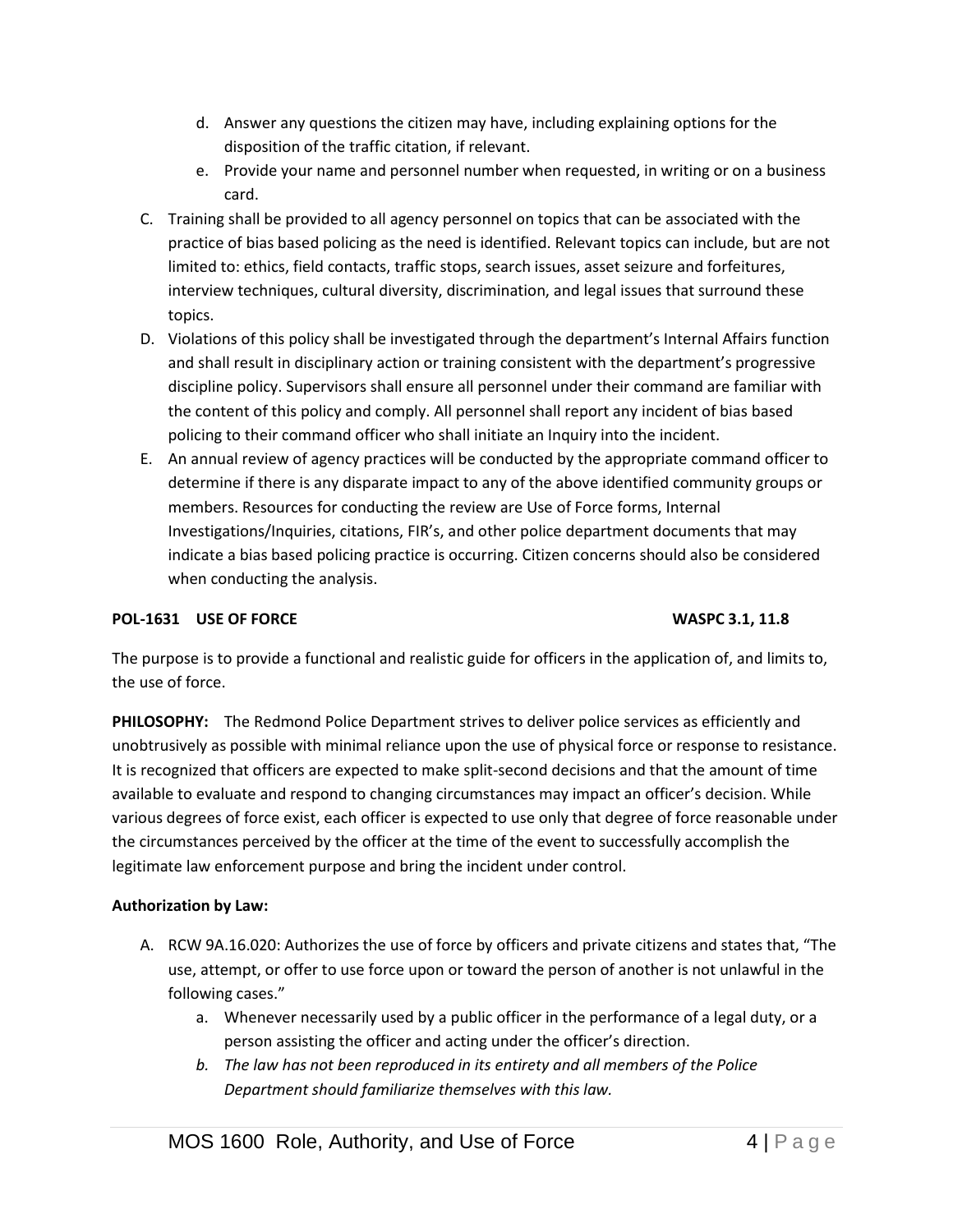d. Answer any questions the citizen may have, including explaining options for the disposition of the traffic citation, if relevant.
e. Provide your name and personnel number when requested, in writing or on a business card.

C. Training shall be provided to all agency personnel on topics that can be associated with the practice of bias based policing as the need is identified. Relevant topics can include, but are not limited to: ethics, field contacts, traffic stops, search issues, asset seizure and forfeitures, interview techniques, cultural diversity, discrimination, and legal issues that surround these topics.

D. Violations of this policy shall be investigated through the department's Internal Affairs function and shall result in disciplinary action or training consistent with the department's progressive discipline policy. Supervisors shall ensure all personnel under their command are familiar with the content of this policy and comply. All personnel shall report any incident of bias based policing to their command officer who shall initiate an Inquiry into the incident.

E. An annual review of agency practices will be conducted by the appropriate command officer to determine if there is any disparate impact to any of the above identified community groups or members. Resources for conducting the review are Use of Force forms, Internal Investigations/Inquiries, citations, FIR's, and other police department documents that may indicate a bias based policing practice is occurring. Citizen concerns should also be considered when conducting the analysis.

**POL-1631 USE OF FORCE WASPC 3.1, 11.8**

The purpose is to provide a functional and realistic guide for officers in the application of, and limits to, the use of force.

**PHILOSOPHY:** The Redmond Police Department strives to deliver police services as efficiently and unobtrusively as possible with minimal reliance upon the use of physical force or response to resistance. It is recognized that officers are expected to make split-second decisions and that the amount of time available to evaluate and respond to changing circumstances may impact an officer's decision. While various degrees of force exist, each officer is expected to use only that degree of force reasonable under the circumstances perceived by the officer at the time of the event to successfully accomplish the legitimate law enforcement purpose and bring the incident under control.

**Authorization by Law:**

A. RCW 9A.16.020: Authorizes the use of force by officers and private citizens and states that, "The use, attempt, or offer to use force upon or toward the person of another is not unlawful in the following cases."
   a. Whenever necessarily used by a public officer in the performance of a legal duty, or a person assisting the officer and acting under the officer's direction.
   b. *The law has not been reproduced in its entirety and all members of the Police Department should familiarize themselves with this law.*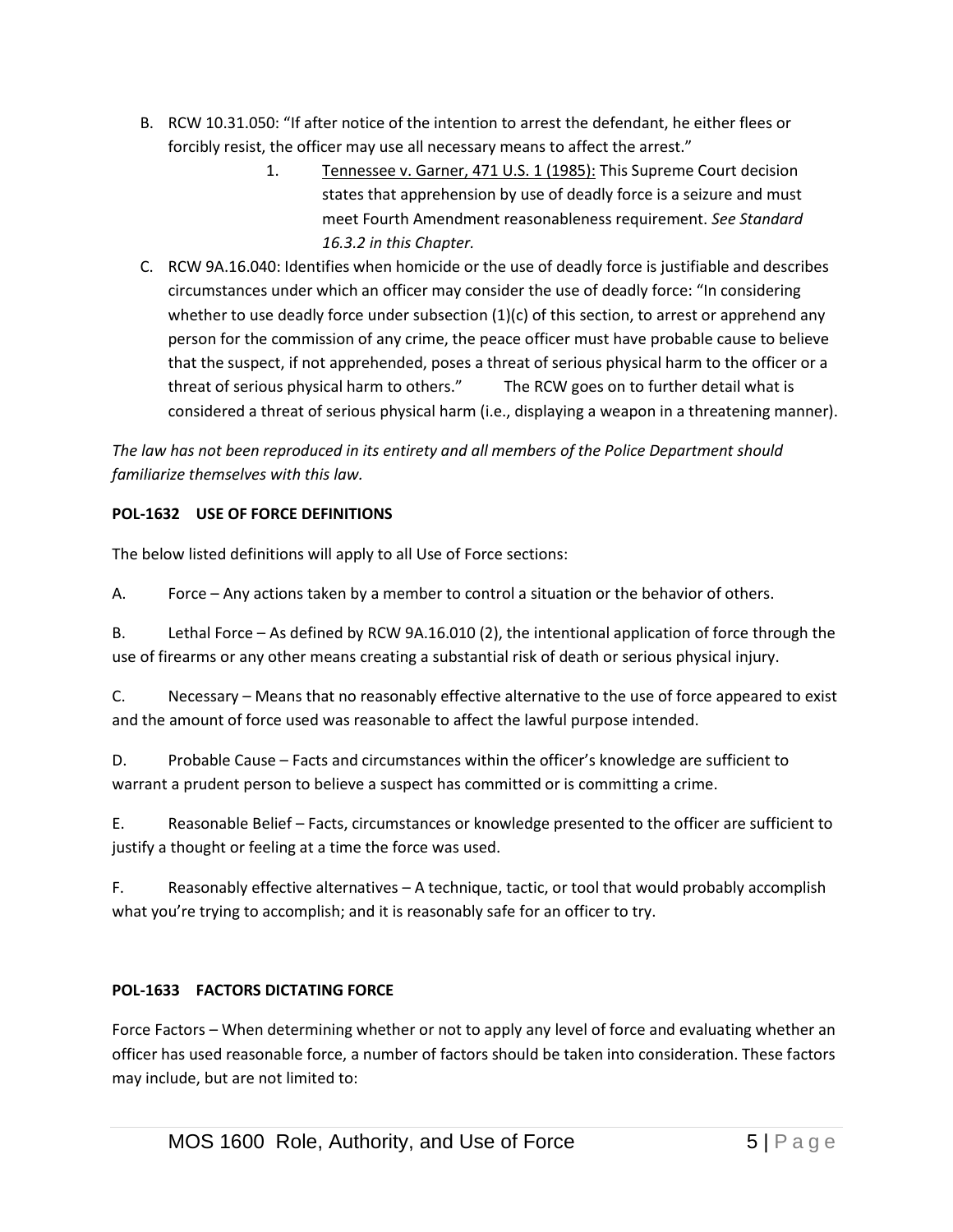B. RCW 10.31.050: "If after notice of the intention to arrest the defendant, he either flees or forcibly resist, the officer may use all necessary means to affect the arrest."

   1. Tennessee v. Garner, 471 U.S. 1 (1985): This Supreme Court decision states that apprehension by use of deadly force is a seizure and must meet Fourth Amendment reasonableness requirement. *See Standard 16.3.2 in this Chapter.*

C. RCW 9A.16.040: Identifies when homicide or the use of deadly force is justifiable and describes circumstances under which an officer may consider the use of deadly force: "In considering whether to use deadly force under subsection (1)(c) of this section, to arrest or apprehend any person for the commission of any crime, the peace officer must have probable cause to believe that the suspect, if not apprehended, poses a threat of serious physical harm to the officer or a threat of serious physical harm to others." The RCW goes on to further detail what is considered a threat of serious physical harm (i.e., displaying a weapon in a threatening manner).

*The law has not been reproduced in its entirety and all members of the Police Department should familiarize themselves with this law.*

**POL-1632 USE OF FORCE DEFINITIONS**

The below listed definitions will apply to all Use of Force sections:

A. Force – Any actions taken by a member to control a situation or the behavior of others.

B. Lethal Force – As defined by RCW 9A.16.010 (2), the intentional application of force through the use of firearms or any other means creating a substantial risk of death or serious physical injury.

C. Necessary – Means that no reasonably effective alternative to the use of force appeared to exist and the amount of force used was reasonable to affect the lawful purpose intended.

D. Probable Cause – Facts and circumstances within the officer's knowledge are sufficient to warrant a prudent person to believe a suspect has committed or is committing a crime.

E. Reasonable Belief – Facts, circumstances or knowledge presented to the officer are sufficient to justify a thought or feeling at a time the force was used.

F. Reasonably effective alternatives – A technique, tactic, or tool that would probably accomplish what you're trying to accomplish; and it is reasonably safe for an officer to try.

**POL-1633 FACTORS DICTATING FORCE**

Force Factors – When determining whether or not to apply any level of force and evaluating whether an officer has used reasonable force, a number of factors should be taken into consideration. These factors may include, but are not limited to: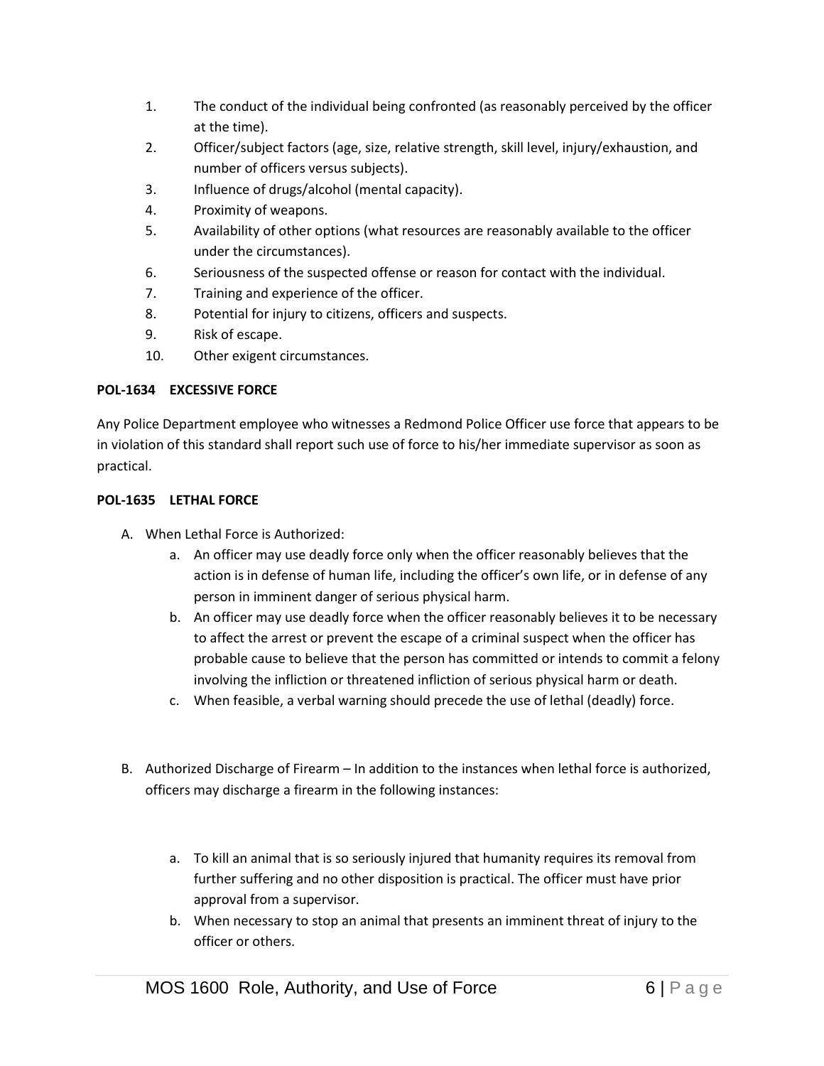1. The conduct of the individual being confronted (as reasonably perceived by the officer at the time).
2. Officer/subject factors (age, size, relative strength, skill level, injury/exhaustion, and number of officers versus subjects).
3. Influence of drugs/alcohol (mental capacity).
4. Proximity of weapons.
5. Availability of other options (what resources are reasonably available to the officer under the circumstances).
6. Seriousness of the suspected offense or reason for contact with the individual.
7. Training and experience of the officer.
8. Potential for injury to citizens, officers and suspects.
9. Risk of escape.
10. Other exigent circumstances.

**POL-1634 EXCESSIVE FORCE**

Any Police Department employee who witnesses a Redmond Police Officer use force that appears to be in violation of this standard shall report such use of force to his/her immediate supervisor as soon as practical.

**POL-1635 LETHAL FORCE**

A. When Lethal Force is Authorized:
    a. An officer may use deadly force only when the officer reasonably believes that the action is in defense of human life, including the officer's own life, or in defense of any person in imminent danger of serious physical harm.
    b. An officer may use deadly force when the officer reasonably believes it to be necessary to affect the arrest or prevent the escape of a criminal suspect when the officer has probable cause to believe that the person has committed or intends to commit a felony involving the infliction or threatened infliction of serious physical harm or death.
    c. When feasible, a verbal warning should precede the use of lethal (deadly) force.

B. Authorized Discharge of Firearm – In addition to the instances when lethal force is authorized, officers may discharge a firearm in the following instances:
    a. To kill an animal that is so seriously injured that humanity requires its removal from further suffering and no other disposition is practical. The officer must have prior approval from a supervisor.
    b. When necessary to stop an animal that presents an imminent threat of injury to the officer or others.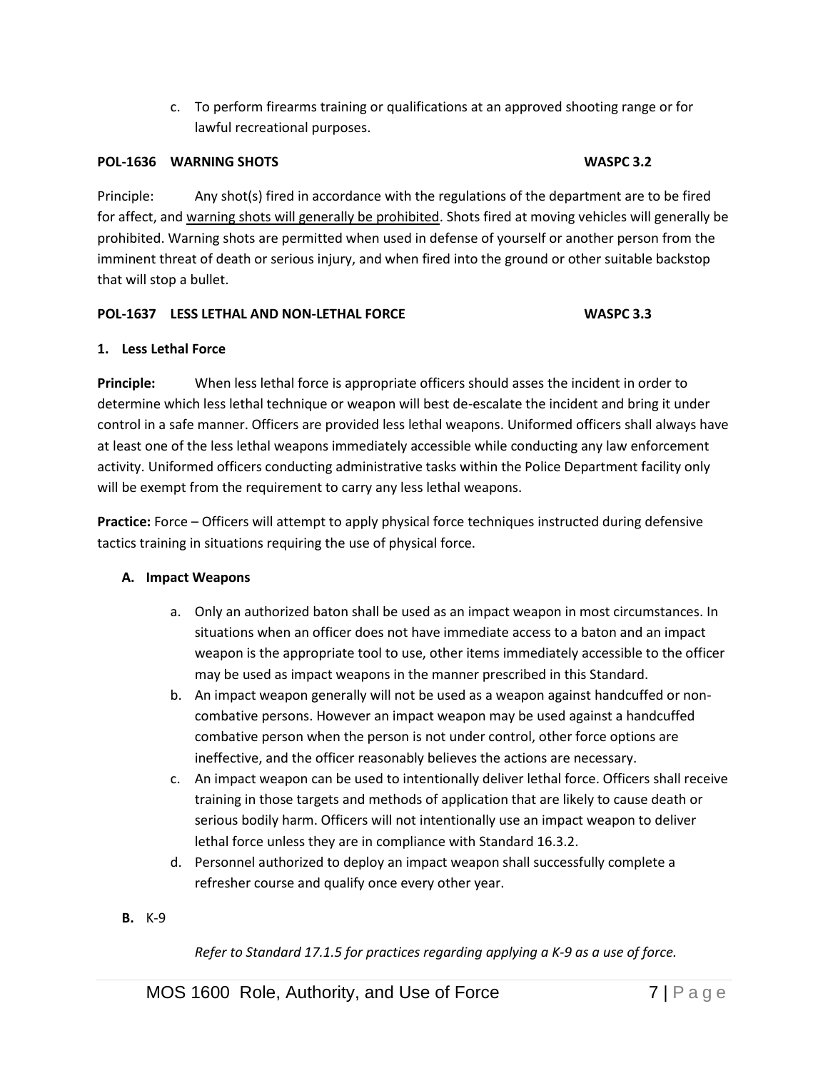c. To perform firearms training or qualifications at an approved shooting range or for lawful recreational purposes.

**POL-1636 WARNING SHOTS WASPC 3.2**

Principle: Any shot(s) fired in accordance with the regulations of the department are to be fired for affect, and <u>warning shots will generally be prohibited</u>. Shots fired at moving vehicles will generally be prohibited. Warning shots are permitted when used in defense of yourself or another person from the imminent threat of death or serious injury, and when fired into the ground or other suitable backstop that will stop a bullet.

**POL-1637 LESS LETHAL AND NON-LETHAL FORCE WASPC 3.3**

**1. Less Lethal Force**

**Principle:** When less lethal force is appropriate officers should asses the incident in order to determine which less lethal technique or weapon will best de-escalate the incident and bring it under control in a safe manner. Officers are provided less lethal weapons. Uniformed officers shall always have at least one of the less lethal weapons immediately accessible while conducting any law enforcement activity. Uniformed officers conducting administrative tasks within the Police Department facility only will be exempt from the requirement to carry any less lethal weapons.

**Practice:** Force – Officers will attempt to apply physical force techniques instructed during defensive tactics training in situations requiring the use of physical force.

**A. Impact Weapons**

a. Only an authorized baton shall be used as an impact weapon in most circumstances. In situations when an officer does not have immediate access to a baton and an impact weapon is the appropriate tool to use, other items immediately accessible to the officer may be used as impact weapons in the manner prescribed in this Standard.
b. An impact weapon generally will not be used as a weapon against handcuffed or non-combative persons. However an impact weapon may be used against a handcuffed combative person when the person is not under control, other force options are ineffective, and the officer reasonably believes the actions are necessary.
c. An impact weapon can be used to intentionally deliver lethal force. Officers shall receive training in those targets and methods of application that are likely to cause death or serious bodily harm. Officers will not intentionally use an impact weapon to deliver lethal force unless they are in compliance with Standard 16.3.2.
d. Personnel authorized to deploy an impact weapon shall successfully complete a refresher course and qualify once every other year.

**B.** K-9

*Refer to Standard 17.1.5 for practices regarding applying a K-9 as a use of force.*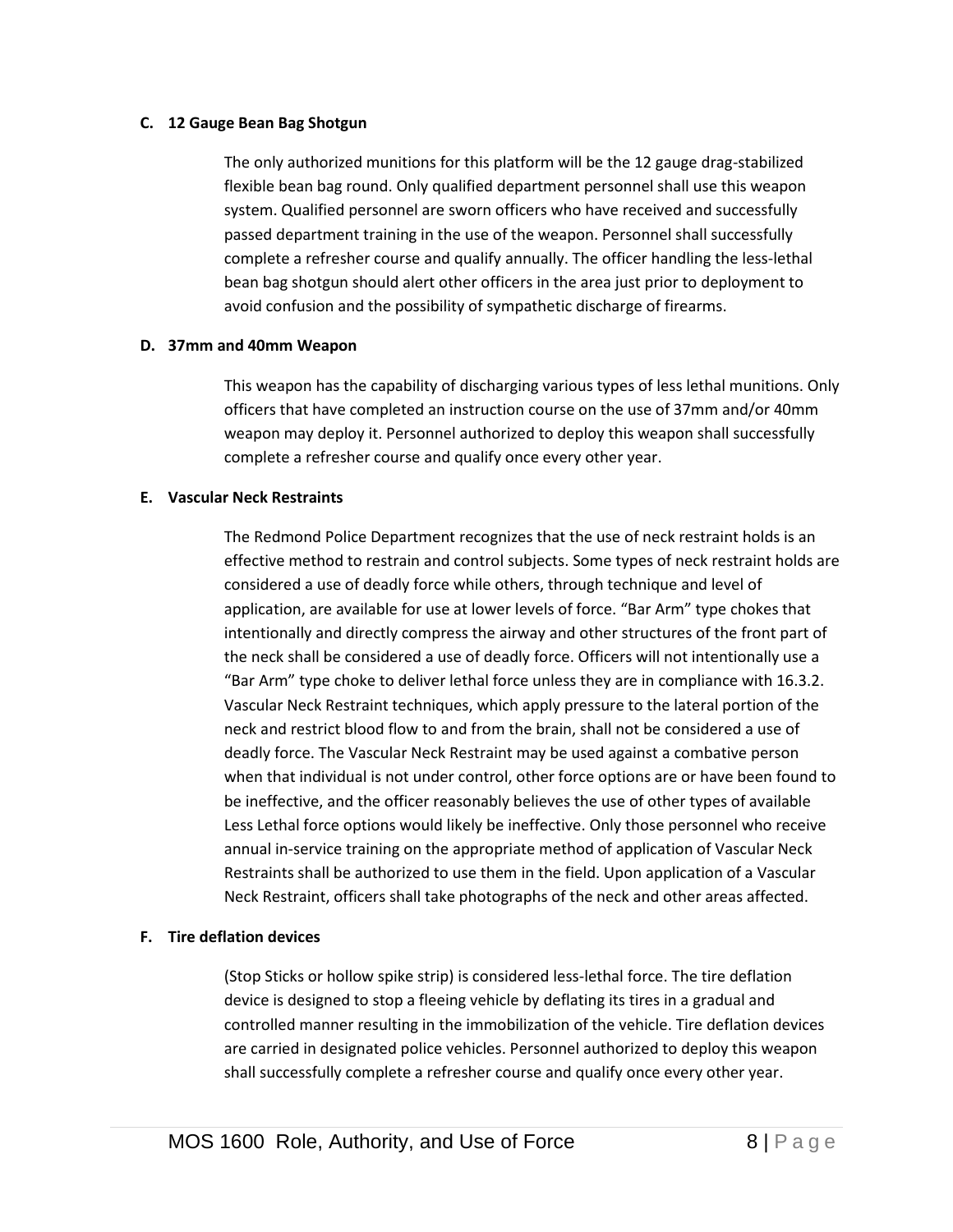**C. 12 Gauge Bean Bag Shotgun**

The only authorized munitions for this platform will be the 12 gauge drag-stabilized flexible bean bag round. Only qualified department personnel shall use this weapon system. Qualified personnel are sworn officers who have received and successfully passed department training in the use of the weapon. Personnel shall successfully complete a refresher course and qualify annually. The officer handling the less-lethal bean bag shotgun should alert other officers in the area just prior to deployment to avoid confusion and the possibility of sympathetic discharge of firearms.

**D. 37mm and 40mm Weapon**

This weapon has the capability of discharging various types of less lethal munitions. Only officers that have completed an instruction course on the use of 37mm and/or 40mm weapon may deploy it. Personnel authorized to deploy this weapon shall successfully complete a refresher course and qualify once every other year.

**E. Vascular Neck Restraints**

The Redmond Police Department recognizes that the use of neck restraint holds is an effective method to restrain and control subjects. Some types of neck restraint holds are considered a use of deadly force while others, through technique and level of application, are available for use at lower levels of force. "Bar Arm" type chokes that intentionally and directly compress the airway and other structures of the front part of the neck shall be considered a use of deadly force. Officers will not intentionally use a "Bar Arm" type choke to deliver lethal force unless they are in compliance with 16.3.2. Vascular Neck Restraint techniques, which apply pressure to the lateral portion of the neck and restrict blood flow to and from the brain, shall not be considered a use of deadly force. The Vascular Neck Restraint may be used against a combative person when that individual is not under control, other force options are or have been found to be ineffective, and the officer reasonably believes the use of other types of available Less Lethal force options would likely be ineffective. Only those personnel who receive annual in-service training on the appropriate method of application of Vascular Neck Restraints shall be authorized to use them in the field. Upon application of a Vascular Neck Restraint, officers shall take photographs of the neck and other areas affected.

**F. Tire deflation devices**

(Stop Sticks or hollow spike strip) is considered less-lethal force. The tire deflation device is designed to stop a fleeing vehicle by deflating its tires in a gradual and controlled manner resulting in the immobilization of the vehicle. Tire deflation devices are carried in designated police vehicles. Personnel authorized to deploy this weapon shall successfully complete a refresher course and qualify once every other year.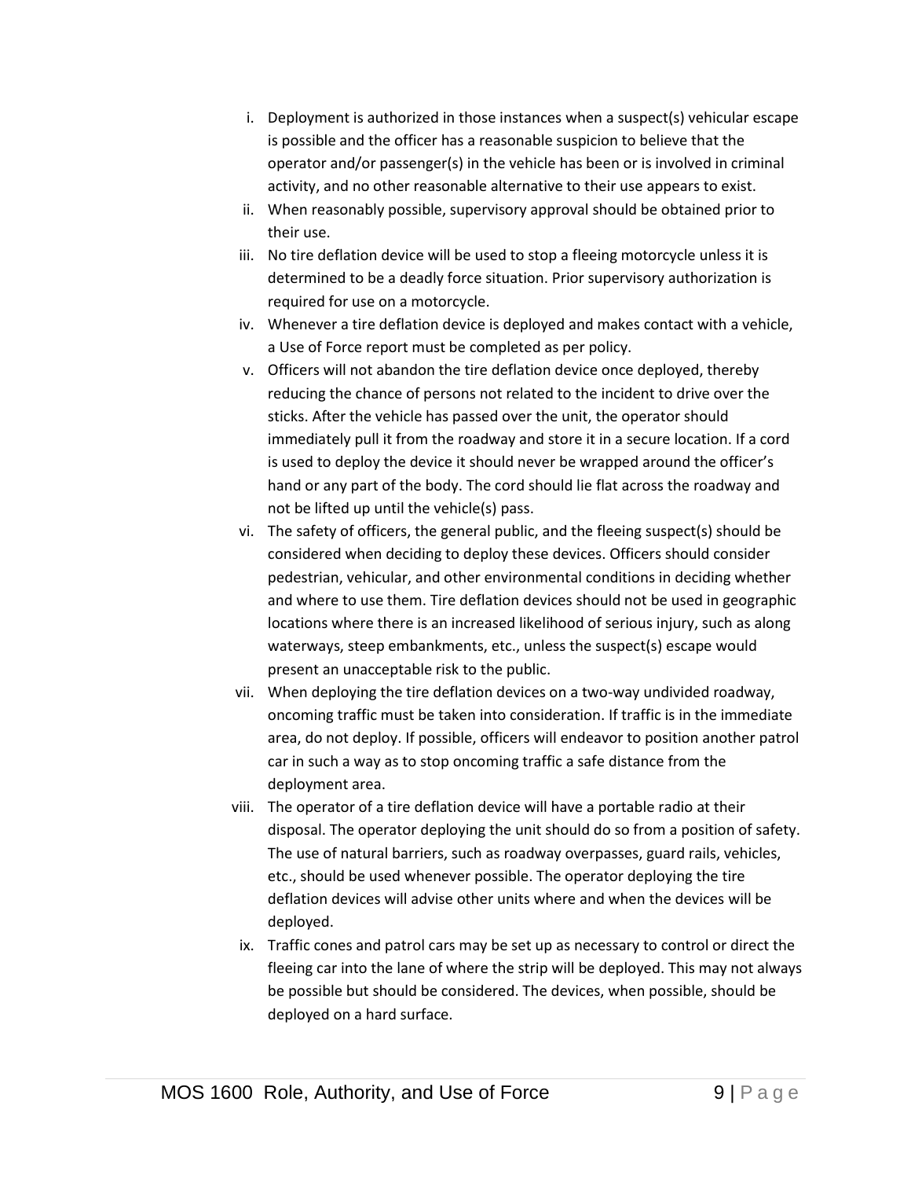i. Deployment is authorized in those instances when a suspect(s) vehicular escape is possible and the officer has a reasonable suspicion to believe that the operator and/or passenger(s) in the vehicle has been or is involved in criminal activity, and no other reasonable alternative to their use appears to exist.

ii. When reasonably possible, supervisory approval should be obtained prior to their use.

iii. No tire deflation device will be used to stop a fleeing motorcycle unless it is determined to be a deadly force situation. Prior supervisory authorization is required for use on a motorcycle.

iv. Whenever a tire deflation device is deployed and makes contact with a vehicle, a Use of Force report must be completed as per policy.

v. Officers will not abandon the tire deflation device once deployed, thereby reducing the chance of persons not related to the incident to drive over the sticks. After the vehicle has passed over the unit, the operator should immediately pull it from the roadway and store it in a secure location. If a cord is used to deploy the device it should never be wrapped around the officer's hand or any part of the body. The cord should lie flat across the roadway and not be lifted up until the vehicle(s) pass.

vi. The safety of officers, the general public, and the fleeing suspect(s) should be considered when deciding to deploy these devices. Officers should consider pedestrian, vehicular, and other environmental conditions in deciding whether and where to use them. Tire deflation devices should not be used in geographic locations where there is an increased likelihood of serious injury, such as along waterways, steep embankments, etc., unless the suspect(s) escape would present an unacceptable risk to the public.

vii. When deploying the tire deflation devices on a two-way undivided roadway, oncoming traffic must be taken into consideration. If traffic is in the immediate area, do not deploy. If possible, officers will endeavor to position another patrol car in such a way as to stop oncoming traffic a safe distance from the deployment area.

viii. The operator of a tire deflation device will have a portable radio at their disposal. The operator deploying the unit should do so from a position of safety. The use of natural barriers, such as roadway overpasses, guard rails, vehicles, etc., should be used whenever possible. The operator deploying the tire deflation devices will advise other units where and when the devices will be deployed.

ix. Traffic cones and patrol cars may be set up as necessary to control or direct the fleeing car into the lane of where the strip will be deployed. This may not always be possible but should be considered. The devices, when possible, should be deployed on a hard surface.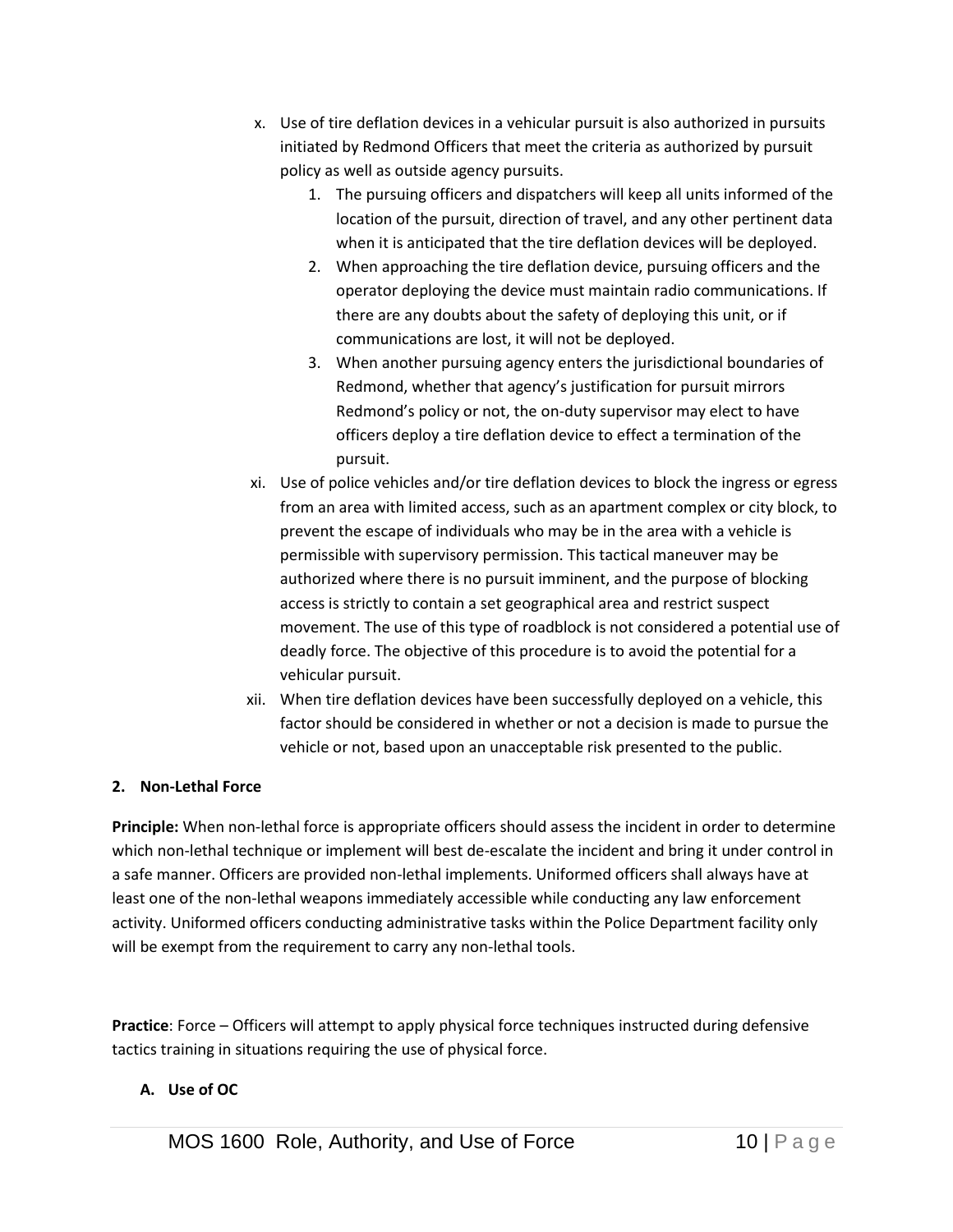x. Use of tire deflation devices in a vehicular pursuit is also authorized in pursuits initiated by Redmond Officers that meet the criteria as authorized by pursuit policy as well as outside agency pursuits.
   1. The pursuing officers and dispatchers will keep all units informed of the location of the pursuit, direction of travel, and any other pertinent data when it is anticipated that the tire deflation devices will be deployed.
   2. When approaching the tire deflation device, pursuing officers and the operator deploying the device must maintain radio communications. If there are any doubts about the safety of deploying this unit, or if communications are lost, it will not be deployed.
   3. When another pursuing agency enters the jurisdictional boundaries of Redmond, whether that agency's justification for pursuit mirrors Redmond's policy or not, the on-duty supervisor may elect to have officers deploy a tire deflation device to effect a termination of the pursuit.

xi. Use of police vehicles and/or tire deflation devices to block the ingress or egress from an area with limited access, such as an apartment complex or city block, to prevent the escape of individuals who may be in the area with a vehicle is permissible with supervisory permission. This tactical maneuver may be authorized where there is no pursuit imminent, and the purpose of blocking access is strictly to contain a set geographical area and restrict suspect movement. The use of this type of roadblock is not considered a potential use of deadly force. The objective of this procedure is to avoid the potential for a vehicular pursuit.

xii. When tire deflation devices have been successfully deployed on a vehicle, this factor should be considered in whether or not a decision is made to pursue the vehicle or not, based upon an unacceptable risk presented to the public.

**2. Non-Lethal Force**

**Principle:** When non-lethal force is appropriate officers should assess the incident in order to determine which non-lethal technique or implement will best de-escalate the incident and bring it under control in a safe manner. Officers are provided non-lethal implements. Uniformed officers shall always have at least one of the non-lethal weapons immediately accessible while conducting any law enforcement activity. Uniformed officers conducting administrative tasks within the Police Department facility only will be exempt from the requirement to carry any non-lethal tools.

**Practice**: Force – Officers will attempt to apply physical force techniques instructed during defensive tactics training in situations requiring the use of physical force.

**A. Use of OC**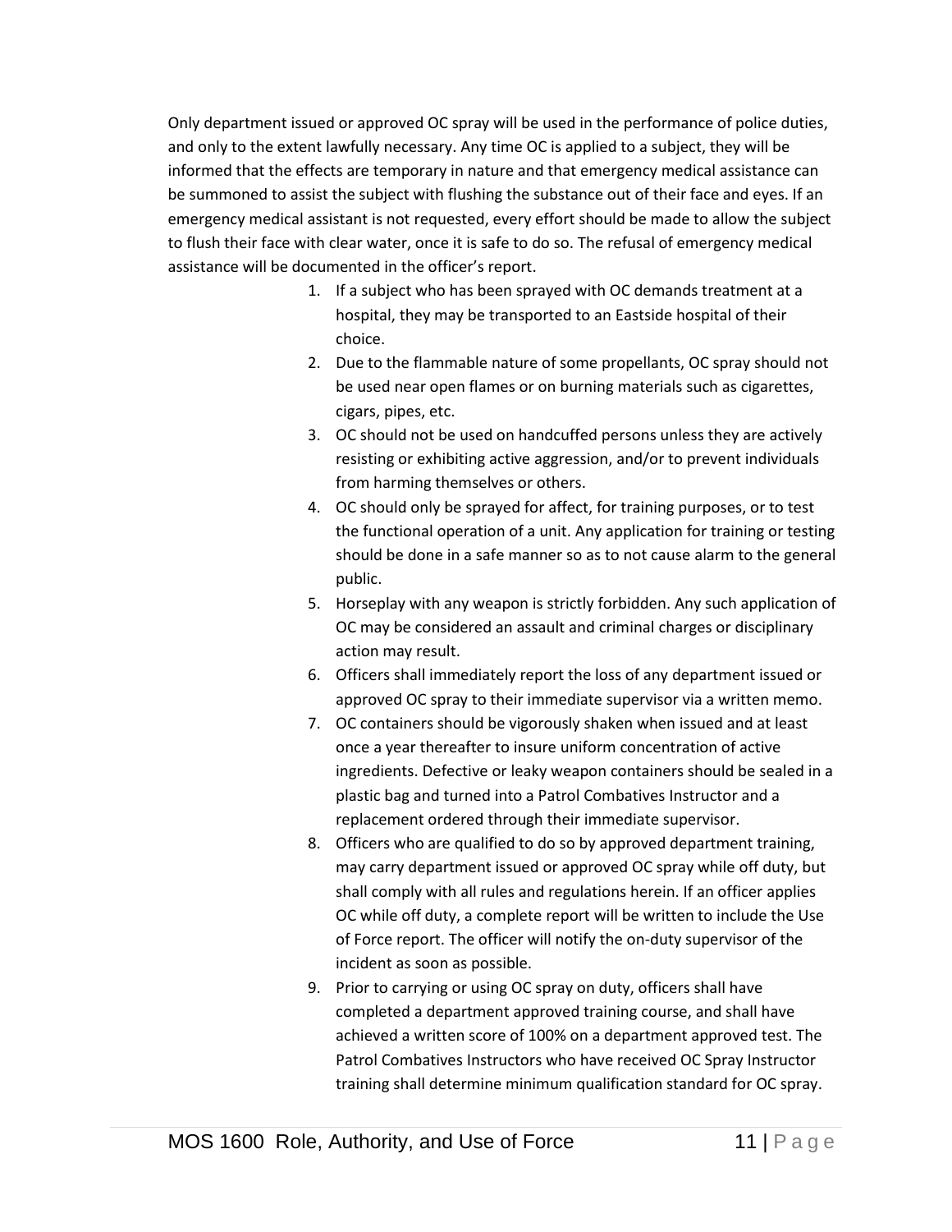Only department issued or approved OC spray will be used in the performance of police duties, and only to the extent lawfully necessary. Any time OC is applied to a subject, they will be informed that the effects are temporary in nature and that emergency medical assistance can be summoned to assist the subject with flushing the substance out of their face and eyes. If an emergency medical assistant is not requested, every effort should be made to allow the subject to flush their face with clear water, once it is safe to do so. The refusal of emergency medical assistance will be documented in the officer's report.

1. If a subject who has been sprayed with OC demands treatment at a hospital, they may be transported to an Eastside hospital of their choice.
2. Due to the flammable nature of some propellants, OC spray should not be used near open flames or on burning materials such as cigarettes, cigars, pipes, etc.
3. OC should not be used on handcuffed persons unless they are actively resisting or exhibiting active aggression, and/or to prevent individuals from harming themselves or others.
4. OC should only be sprayed for affect, for training purposes, or to test the functional operation of a unit. Any application for training or testing should be done in a safe manner so as to not cause alarm to the general public.
5. Horseplay with any weapon is strictly forbidden. Any such application of OC may be considered an assault and criminal charges or disciplinary action may result.
6. Officers shall immediately report the loss of any department issued or approved OC spray to their immediate supervisor via a written memo.
7. OC containers should be vigorously shaken when issued and at least once a year thereafter to insure uniform concentration of active ingredients. Defective or leaky weapon containers should be sealed in a plastic bag and turned into a Patrol Combatives Instructor and a replacement ordered through their immediate supervisor.
8. Officers who are qualified to do so by approved department training, may carry department issued or approved OC spray while off duty, but shall comply with all rules and regulations herein. If an officer applies OC while off duty, a complete report will be written to include the Use of Force report. The officer will notify the on-duty supervisor of the incident as soon as possible.
9. Prior to carrying or using OC spray on duty, officers shall have completed a department approved training course, and shall have achieved a written score of 100% on a department approved test. The Patrol Combatives Instructors who have received OC Spray Instructor training shall determine minimum qualification standard for OC spray.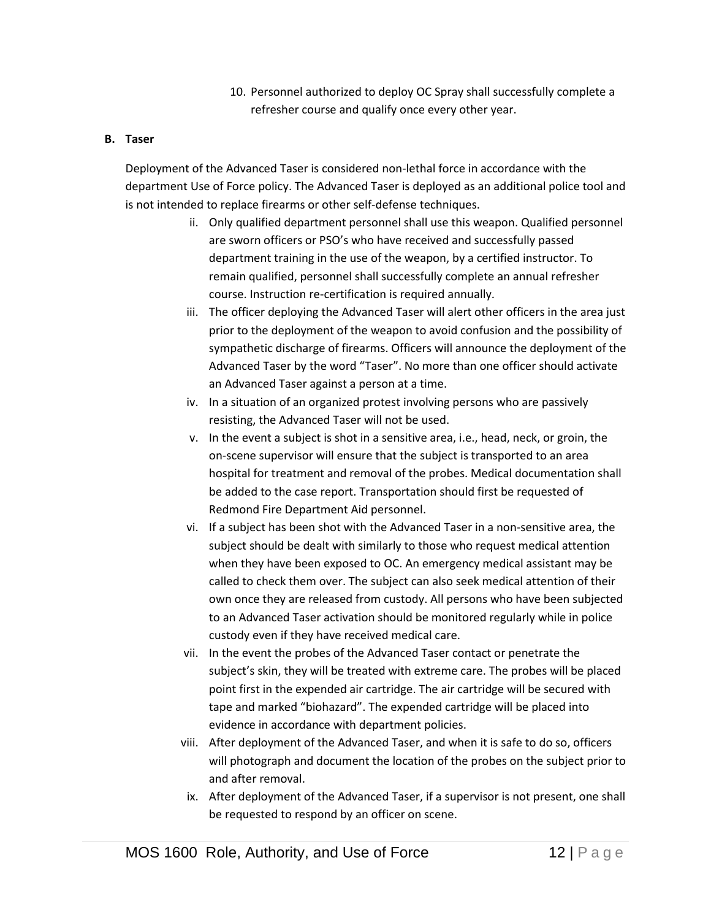10. Personnel authorized to deploy OC Spray shall successfully complete a refresher course and qualify once every other year.

**B. Taser**

Deployment of the Advanced Taser is considered non-lethal force in accordance with the department Use of Force policy. The Advanced Taser is deployed as an additional police tool and is not intended to replace firearms or other self-defense techniques.

ii. Only qualified department personnel shall use this weapon. Qualified personnel are sworn officers or PSO's who have received and successfully passed department training in the use of the weapon, by a certified instructor. To remain qualified, personnel shall successfully complete an annual refresher course. Instruction re-certification is required annually.

iii. The officer deploying the Advanced Taser will alert other officers in the area just prior to the deployment of the weapon to avoid confusion and the possibility of sympathetic discharge of firearms. Officers will announce the deployment of the Advanced Taser by the word "Taser". No more than one officer should activate an Advanced Taser against a person at a time.

iv. In a situation of an organized protest involving persons who are passively resisting, the Advanced Taser will not be used.

v. In the event a subject is shot in a sensitive area, i.e., head, neck, or groin, the on-scene supervisor will ensure that the subject is transported to an area hospital for treatment and removal of the probes. Medical documentation shall be added to the case report. Transportation should first be requested of Redmond Fire Department Aid personnel.

vi. If a subject has been shot with the Advanced Taser in a non-sensitive area, the subject should be dealt with similarly to those who request medical attention when they have been exposed to OC. An emergency medical assistant may be called to check them over. The subject can also seek medical attention of their own once they are released from custody. All persons who have been subjected to an Advanced Taser activation should be monitored regularly while in police custody even if they have received medical care.

vii. In the event the probes of the Advanced Taser contact or penetrate the subject's skin, they will be treated with extreme care. The probes will be placed point first in the expended air cartridge. The air cartridge will be secured with tape and marked "biohazard". The expended cartridge will be placed into evidence in accordance with department policies.

viii. After deployment of the Advanced Taser, and when it is safe to do so, officers will photograph and document the location of the probes on the subject prior to and after removal.

ix. After deployment of the Advanced Taser, if a supervisor is not present, one shall be requested to respond by an officer on scene.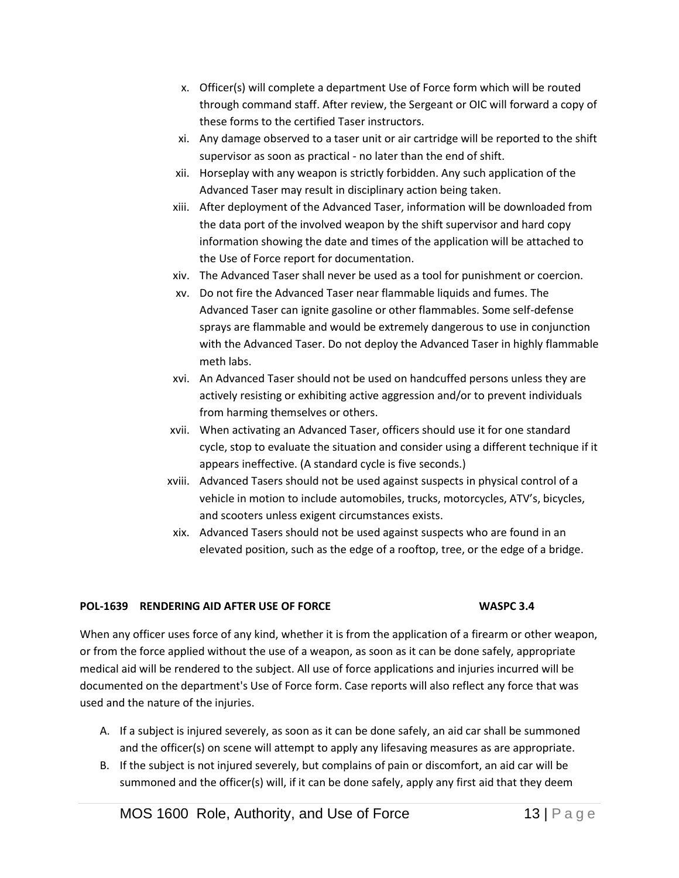x. Officer(s) will complete a department Use of Force form which will be routed through command staff. After review, the Sergeant or OIC will forward a copy of these forms to the certified Taser instructors.

xi. Any damage observed to a taser unit or air cartridge will be reported to the shift supervisor as soon as practical - no later than the end of shift.

xii. Horseplay with any weapon is strictly forbidden. Any such application of the Advanced Taser may result in disciplinary action being taken.

xiii. After deployment of the Advanced Taser, information will be downloaded from the data port of the involved weapon by the shift supervisor and hard copy information showing the date and times of the application will be attached to the Use of Force report for documentation.

xiv. The Advanced Taser shall never be used as a tool for punishment or coercion.

xv. Do not fire the Advanced Taser near flammable liquids and fumes. The Advanced Taser can ignite gasoline or other flammables. Some self-defense sprays are flammable and would be extremely dangerous to use in conjunction with the Advanced Taser. Do not deploy the Advanced Taser in highly flammable meth labs.

xvi. An Advanced Taser should not be used on handcuffed persons unless they are actively resisting or exhibiting active aggression and/or to prevent individuals from harming themselves or others.

xvii. When activating an Advanced Taser, officers should use it for one standard cycle, stop to evaluate the situation and consider using a different technique if it appears ineffective. (A standard cycle is five seconds.)

xviii. Advanced Tasers should not be used against suspects in physical control of a vehicle in motion to include automobiles, trucks, motorcycles, ATV's, bicycles, and scooters unless exigent circumstances exists.

xix. Advanced Tasers should not be used against suspects who are found in an elevated position, such as the edge of a rooftop, tree, or the edge of a bridge.

**POL-1639 RENDERING AID AFTER USE OF FORCE WASPC 3.4**

When any officer uses force of any kind, whether it is from the application of a firearm or other weapon, or from the force applied without the use of a weapon, as soon as it can be done safely, appropriate medical aid will be rendered to the subject. All use of force applications and injuries incurred will be documented on the department's Use of Force form. Case reports will also reflect any force that was used and the nature of the injuries.

A. If a subject is injured severely, as soon as it can be done safely, an aid car shall be summoned and the officer(s) on scene will attempt to apply any lifesaving measures as are appropriate.
B. If the subject is not injured severely, but complains of pain or discomfort, an aid car will be summoned and the officer(s) will, if it can be done safely, apply any first aid that they deem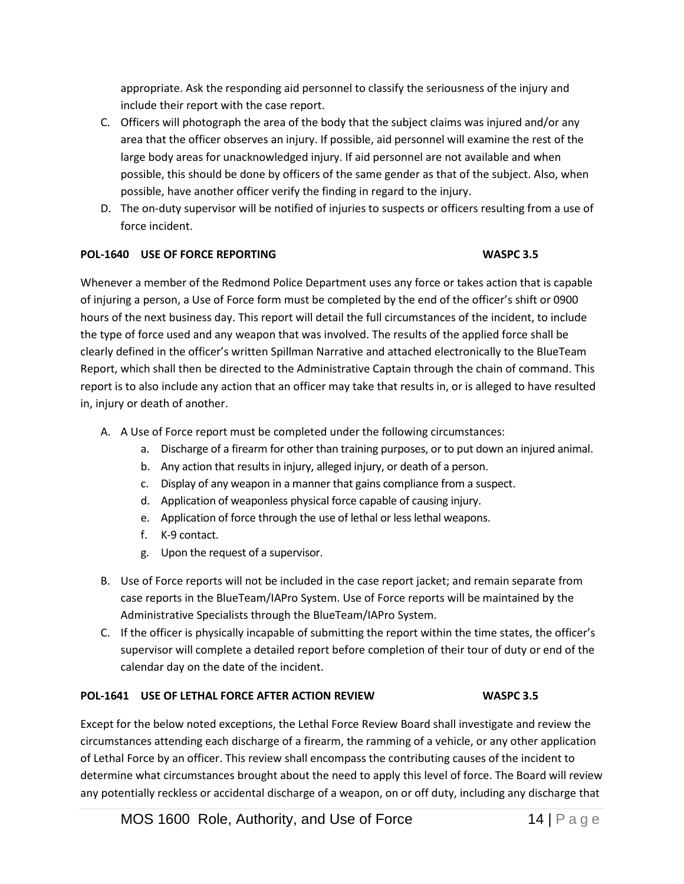appropriate. Ask the responding aid personnel to classify the seriousness of the injury and include their report with the case report.

C. Officers will photograph the area of the body that the subject claims was injured and/or any area that the officer observes an injury. If possible, aid personnel will examine the rest of the large body areas for unacknowledged injury. If aid personnel are not available and when possible, this should be done by officers of the same gender as that of the subject. Also, when possible, have another officer verify the finding in regard to the injury.

D. The on-duty supervisor will be notified of injuries to suspects or officers resulting from a use of force incident.

**POL-1640 USE OF FORCE REPORTING WASPC 3.5**

Whenever a member of the Redmond Police Department uses any force or takes action that is capable of injuring a person, a Use of Force form must be completed by the end of the officer's shift or 0900 hours of the next business day. This report will detail the full circumstances of the incident, to include the type of force used and any weapon that was involved. The results of the applied force shall be clearly defined in the officer's written Spillman Narrative and attached electronically to the BlueTeam Report, which shall then be directed to the Administrative Captain through the chain of command. This report is to also include any action that an officer may take that results in, or is alleged to have resulted in, injury or death of another.

A. A Use of Force report must be completed under the following circumstances:
   a. Discharge of a firearm for other than training purposes, or to put down an injured animal.
   b. Any action that results in injury, alleged injury, or death of a person.
   c. Display of any weapon in a manner that gains compliance from a suspect.
   d. Application of weaponless physical force capable of causing injury.
   e. Application of force through the use of lethal or less lethal weapons.
   f. K-9 contact.
   g. Upon the request of a supervisor.

B. Use of Force reports will not be included in the case report jacket; and remain separate from case reports in the BlueTeam/IAPro System. Use of Force reports will be maintained by the Administrative Specialists through the BlueTeam/IAPro System.

C. If the officer is physically incapable of submitting the report within the time states, the officer's supervisor will complete a detailed report before completion of their tour of duty or end of the calendar day on the date of the incident.

**POL-1641 USE OF LETHAL FORCE AFTER ACTION REVIEW WASPC 3.5**

Except for the below noted exceptions, the Lethal Force Review Board shall investigate and review the circumstances attending each discharge of a firearm, the ramming of a vehicle, or any other application of Lethal Force by an officer. This review shall encompass the contributing causes of the incident to determine what circumstances brought about the need to apply this level of force. The Board will review any potentially reckless or accidental discharge of a weapon, on or off duty, including any discharge that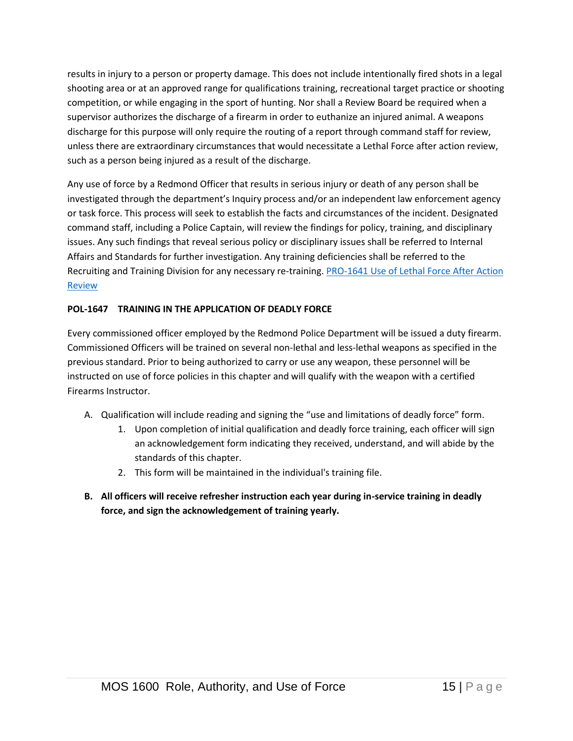results in injury to a person or property damage. This does not include intentionally fired shots in a legal shooting area or at an approved range for qualifications training, recreational target practice or shooting competition, or while engaging in the sport of hunting. Nor shall a Review Board be required when a supervisor authorizes the discharge of a firearm in order to euthanize an injured animal. A weapons discharge for this purpose will only require the routing of a report through command staff for review, unless there are extraordinary circumstances that would necessitate a Lethal Force after action review, such as a person being injured as a result of the discharge.

Any use of force by a Redmond Officer that results in serious injury or death of any person shall be investigated through the department's Inquiry process and/or an independent law enforcement agency or task force. This process will seek to establish the facts and circumstances of the incident. Designated command staff, including a Police Captain, will review the findings for policy, training, and disciplinary issues. Any such findings that reveal serious policy or disciplinary issues shall be referred to Internal Affairs and Standards for further investigation. Any training deficiencies shall be referred to the Recruiting and Training Division for any necessary re-training. PRO-1641 Use of Lethal Force After Action Review

**POL-1647 TRAINING IN THE APPLICATION OF DEADLY FORCE**

Every commissioned officer employed by the Redmond Police Department will be issued a duty firearm. Commissioned Officers will be trained on several non-lethal and less-lethal weapons as specified in the previous standard. Prior to being authorized to carry or use any weapon, these personnel will be instructed on use of force policies in this chapter and will qualify with the weapon with a certified Firearms Instructor.

A. Qualification will include reading and signing the "use and limitations of deadly force" form.
    1. Upon completion of initial qualification and deadly force training, each officer will sign an acknowledgement form indicating they received, understand, and will abide by the standards of this chapter.
    2. This form will be maintained in the individual's training file.

**B. All officers will receive refresher instruction each year during in-service training in deadly force, and sign the acknowledgement of training yearly.**